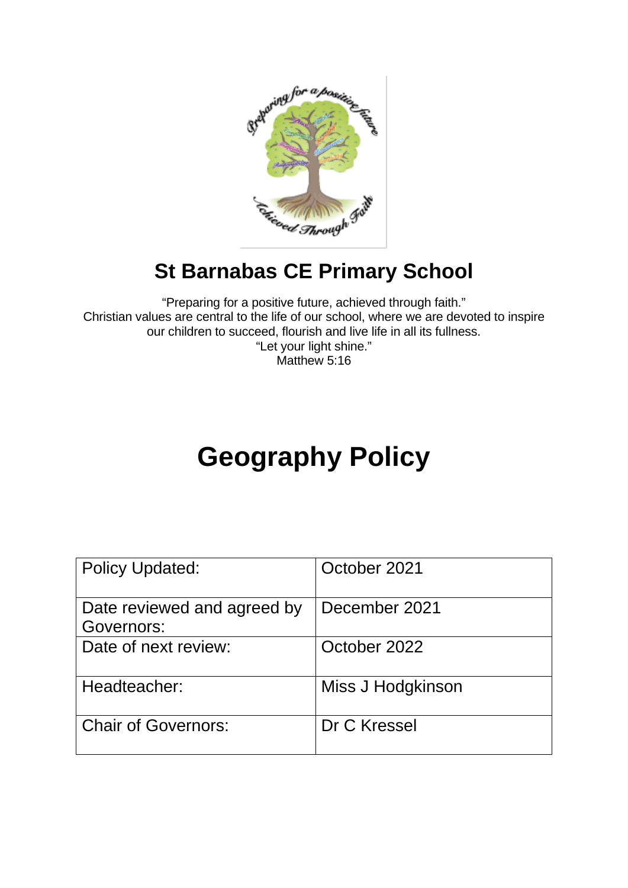# St Barnabas CE Primary School

"Preparing for a positive future, achieved through faith."
Christian values are central to the life of our school, where we are devoted to inspire our children to succeed, flourish and live life in all its fullness.
"Let your light shine."
Matthew 5:16

# Geography Policy

| Policy Updated: | October 2021 |
| --- | --- |
| Date reviewed and agreed by Governors: | December 2021 |
| Date of next review: | October 2022 |
| Headteacher: | Miss J Hodgkinson |
| Chair of Governors: | Dr C Kressel |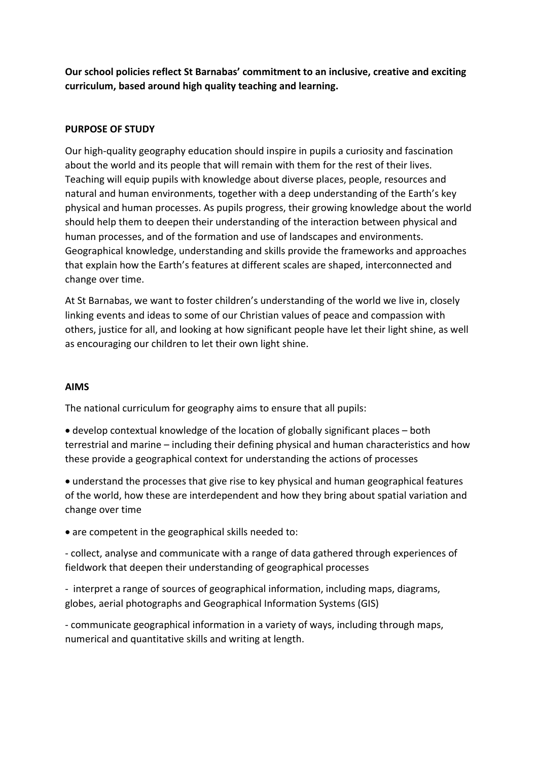**Our school policies reflect St Barnabas' commitment to an inclusive, creative and exciting curriculum, based around high quality teaching and learning.**

## PURPOSE OF STUDY

Our high-quality geography education should inspire in pupils a curiosity and fascination about the world and its people that will remain with them for the rest of their lives. Teaching will equip pupils with knowledge about diverse places, people, resources and natural and human environments, together with a deep understanding of the Earth's key physical and human processes. As pupils progress, their growing knowledge about the world should help them to deepen their understanding of the interaction between physical and human processes, and of the formation and use of landscapes and environments. Geographical knowledge, understanding and skills provide the frameworks and approaches that explain how the Earth's features at different scales are shaped, interconnected and change over time.

At St Barnabas, we want to foster children's understanding of the world we live in, closely linking events and ideas to some of our Christian values of peace and compassion with others, justice for all, and looking at how significant people have let their light shine, as well as encouraging our children to let their own light shine.

## AIMS

The national curriculum for geography aims to ensure that all pupils:

- develop contextual knowledge of the location of globally significant places – both terrestrial and marine – including their defining physical and human characteristics and how these provide a geographical context for understanding the actions of processes
- understand the processes that give rise to key physical and human geographical features of the world, how these are interdependent and how they bring about spatial variation and change over time
- are competent in the geographical skills needed to:

- collect, analyse and communicate with a range of data gathered through experiences of fieldwork that deepen their understanding of geographical processes

- interpret a range of sources of geographical information, including maps, diagrams, globes, aerial photographs and Geographical Information Systems (GIS)

- communicate geographical information in a variety of ways, including through maps, numerical and quantitative skills and writing at length.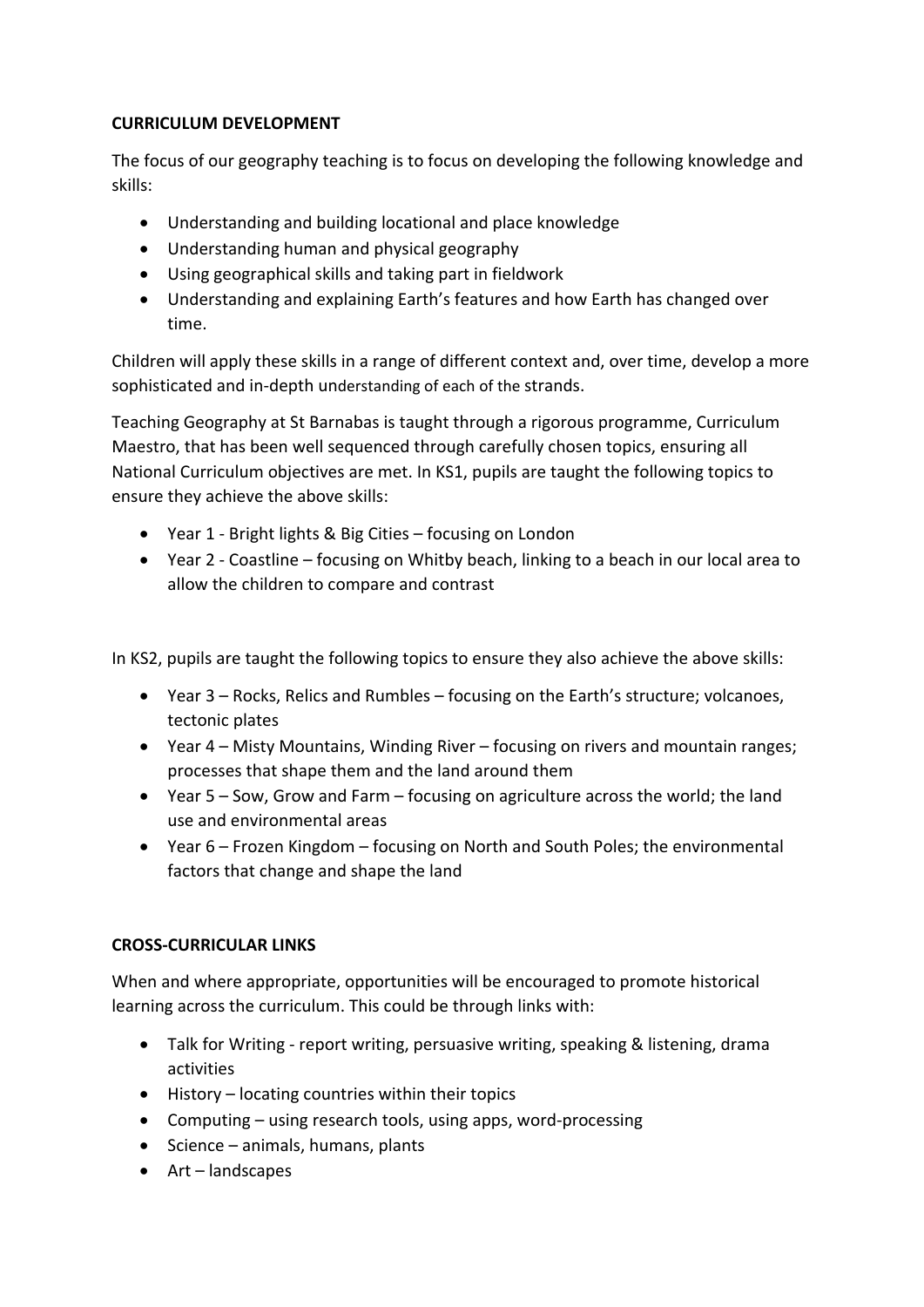**CURRICULUM DEVELOPMENT**

The focus of our geography teaching is to focus on developing the following knowledge and skills:

- Understanding and building locational and place knowledge
- Understanding human and physical geography
- Using geographical skills and taking part in fieldwork
- Understanding and explaining Earth's features and how Earth has changed over time.

Children will apply these skills in a range of different context and, over time, develop a more sophisticated and in-depth understanding of each of the strands.

Teaching Geography at St Barnabas is taught through a rigorous programme, Curriculum Maestro, that has been well sequenced through carefully chosen topics, ensuring all National Curriculum objectives are met. In KS1, pupils are taught the following topics to ensure they achieve the above skills:

- Year 1 - Bright lights & Big Cities – focusing on London
- Year 2 - Coastline – focusing on Whitby beach, linking to a beach in our local area to allow the children to compare and contrast

In KS2, pupils are taught the following topics to ensure they also achieve the above skills:

- Year 3 – Rocks, Relics and Rumbles – focusing on the Earth's structure; volcanoes, tectonic plates
- Year 4 – Misty Mountains, Winding River – focusing on rivers and mountain ranges; processes that shape them and the land around them
- Year 5 – Sow, Grow and Farm – focusing on agriculture across the world; the land use and environmental areas
- Year 6 – Frozen Kingdom – focusing on North and South Poles; the environmental factors that change and shape the land

**CROSS-CURRICULAR LINKS**

When and where appropriate, opportunities will be encouraged to promote historical learning across the curriculum. This could be through links with:

- Talk for Writing - report writing, persuasive writing, speaking & listening, drama activities
- History – locating countries within their topics
- Computing – using research tools, using apps, word-processing
- Science – animals, humans, plants
- Art – landscapes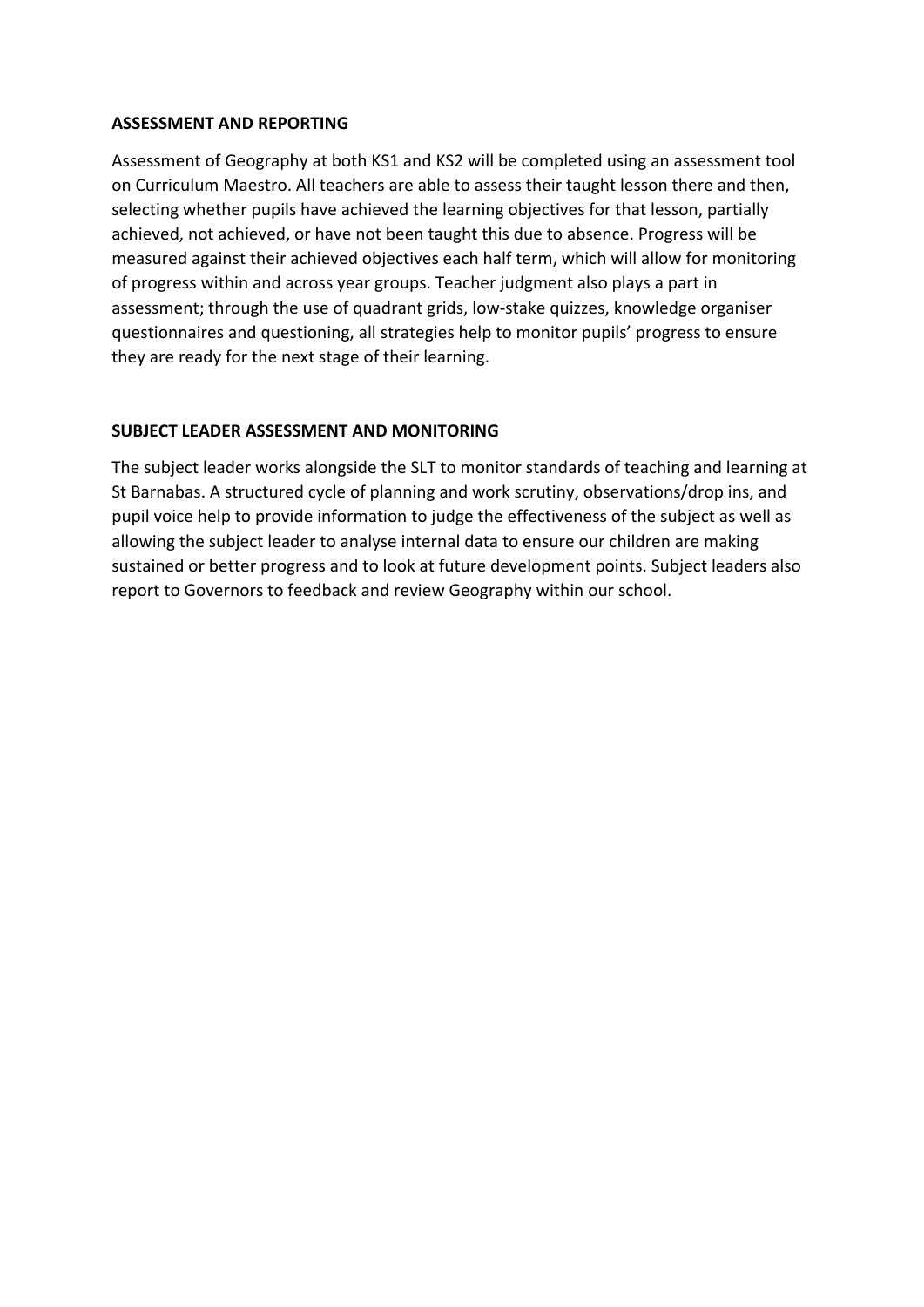**ASSESSMENT AND REPORTING**

Assessment of Geography at both KS1 and KS2 will be completed using an assessment tool on Curriculum Maestro. All teachers are able to assess their taught lesson there and then, selecting whether pupils have achieved the learning objectives for that lesson, partially achieved, not achieved, or have not been taught this due to absence. Progress will be measured against their achieved objectives each half term, which will allow for monitoring of progress within and across year groups. Teacher judgment also plays a part in assessment; through the use of quadrant grids, low-stake quizzes, knowledge organiser questionnaires and questioning, all strategies help to monitor pupils' progress to ensure they are ready for the next stage of their learning.

**SUBJECT LEADER ASSESSMENT AND MONITORING**

The subject leader works alongside the SLT to monitor standards of teaching and learning at St Barnabas. A structured cycle of planning and work scrutiny, observations/drop ins, and pupil voice help to provide information to judge the effectiveness of the subject as well as allowing the subject leader to analyse internal data to ensure our children are making sustained or better progress and to look at future development points. Subject leaders also report to Governors to feedback and review Geography within our school.